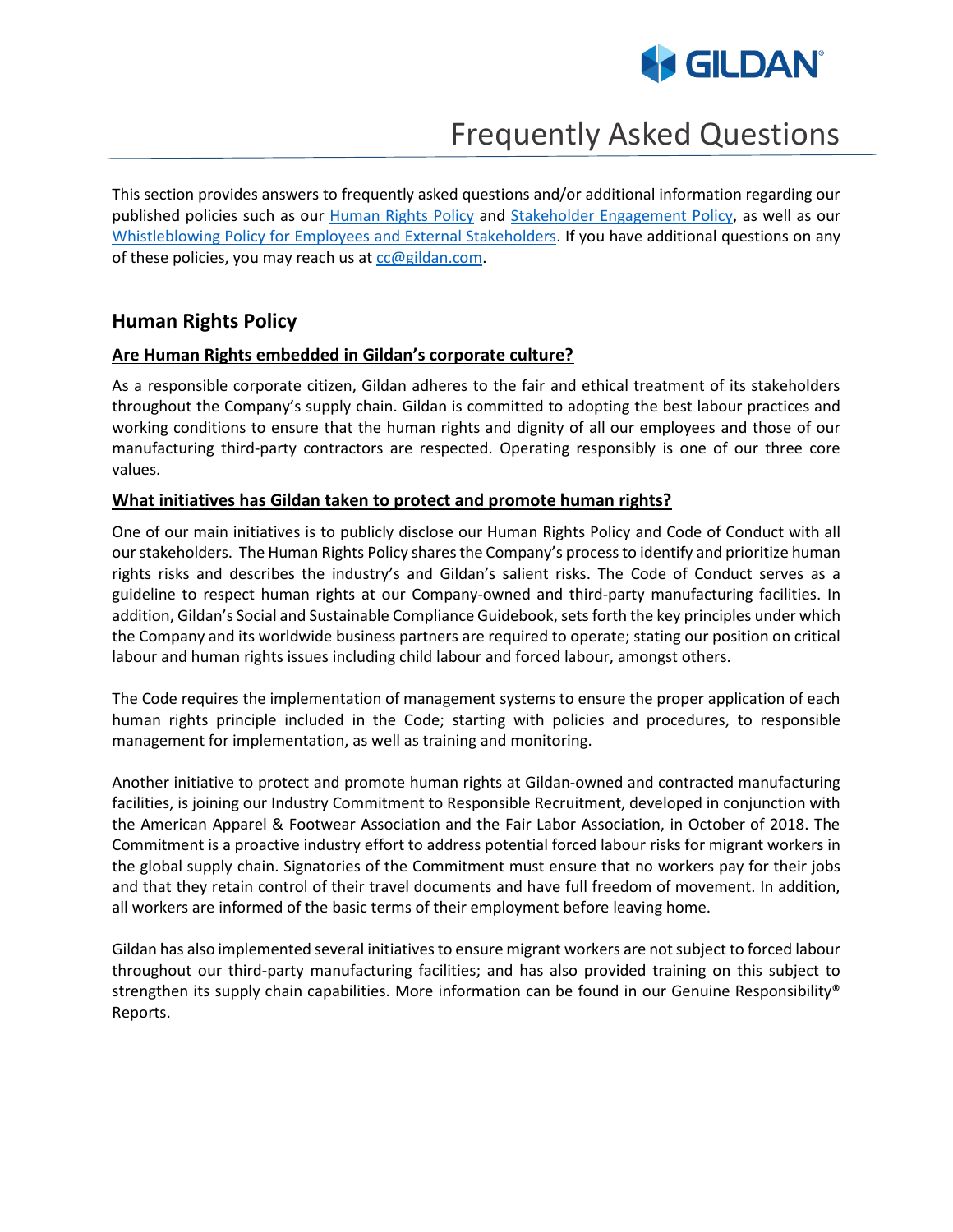# Frequently Asked Questions

This section provides answers to frequently asked questions and/or additional information regarding our published policies such as our Human Rights Policy and Stakeholder Engagement Policy, as well as our Whistleblowing Policy for Employees and External Stakeholders. If you have additional questions on any of these policies, you may reach us at cc@gildan.com.

## Human Rights Policy

### Are Human Rights embedded in Gildan's corporate culture?

As a responsible corporate citizen, Gildan adheres to the fair and ethical treatment of its stakeholders throughout the Company's supply chain. Gildan is committed to adopting the best labour practices and working conditions to ensure that the human rights and dignity of all our employees and those of our manufacturing third-party contractors are respected. Operating responsibly is one of our three core values.

### What initiatives has Gildan taken to protect and promote human rights?

One of our main initiatives is to publicly disclose our Human Rights Policy and Code of Conduct with all our stakeholders. The Human Rights Policy shares the Company's process to identify and prioritize human rights risks and describes the industry's and Gildan's salient risks. The Code of Conduct serves as a guideline to respect human rights at our Company-owned and third-party manufacturing facilities. In addition, Gildan's Social and Sustainable Compliance Guidebook, sets forth the key principles under which the Company and its worldwide business partners are required to operate; stating our position on critical labour and human rights issues including child labour and forced labour, amongst others.

The Code requires the implementation of management systems to ensure the proper application of each human rights principle included in the Code; starting with policies and procedures, to responsible management for implementation, as well as training and monitoring.

Another initiative to protect and promote human rights at Gildan-owned and contracted manufacturing facilities, is joining our Industry Commitment to Responsible Recruitment, developed in conjunction with the American Apparel & Footwear Association and the Fair Labor Association, in October of 2018. The Commitment is a proactive industry effort to address potential forced labour risks for migrant workers in the global supply chain. Signatories of the Commitment must ensure that no workers pay for their jobs and that they retain control of their travel documents and have full freedom of movement. In addition, all workers are informed of the basic terms of their employment before leaving home.

Gildan has also implemented several initiatives to ensure migrant workers are not subject to forced labour throughout our third-party manufacturing facilities; and has also provided training on this subject to strengthen its supply chain capabilities. More information can be found in our Genuine Responsibility® Reports.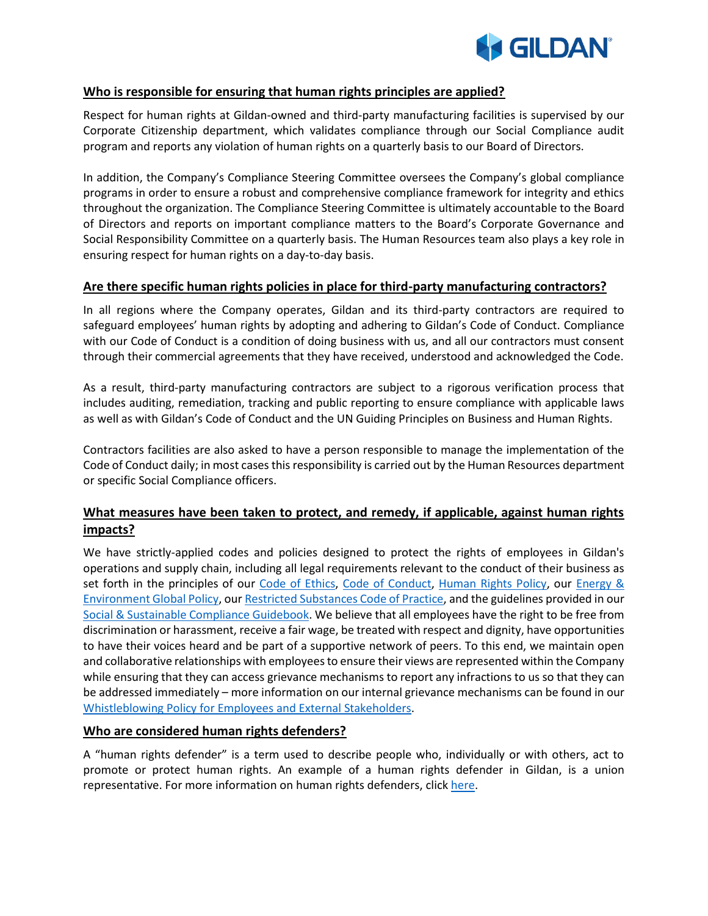## Who is responsible for ensuring that human rights principles are applied?

Respect for human rights at Gildan-owned and third-party manufacturing facilities is supervised by our Corporate Citizenship department, which validates compliance through our Social Compliance audit program and reports any violation of human rights on a quarterly basis to our Board of Directors.

In addition, the Company's Compliance Steering Committee oversees the Company's global compliance programs in order to ensure a robust and comprehensive compliance framework for integrity and ethics throughout the organization. The Compliance Steering Committee is ultimately accountable to the Board of Directors and reports on important compliance matters to the Board's Corporate Governance and Social Responsibility Committee on a quarterly basis. The Human Resources team also plays a key role in ensuring respect for human rights on a day-to-day basis.

## Are there specific human rights policies in place for third-party manufacturing contractors?

In all regions where the Company operates, Gildan and its third-party contractors are required to safeguard employees' human rights by adopting and adhering to Gildan's Code of Conduct. Compliance with our Code of Conduct is a condition of doing business with us, and all our contractors must consent through their commercial agreements that they have received, understood and acknowledged the Code.

As a result, third-party manufacturing contractors are subject to a rigorous verification process that includes auditing, remediation, tracking and public reporting to ensure compliance with applicable laws as well as with Gildan's Code of Conduct and the UN Guiding Principles on Business and Human Rights.

Contractors facilities are also asked to have a person responsible to manage the implementation of the Code of Conduct daily; in most cases this responsibility is carried out by the Human Resources department or specific Social Compliance officers.

## What measures have been taken to protect, and remedy, if applicable, against human rights impacts?

We have strictly-applied codes and policies designed to protect the rights of employees in Gildan's operations and supply chain, including all legal requirements relevant to the conduct of their business as set forth in the principles of our Code of Ethics, Code of Conduct, Human Rights Policy, our Energy & Environment Global Policy, our Restricted Substances Code of Practice, and the guidelines provided in our Social & Sustainable Compliance Guidebook. We believe that all employees have the right to be free from discrimination or harassment, receive a fair wage, be treated with respect and dignity, have opportunities to have their voices heard and be part of a supportive network of peers. To this end, we maintain open and collaborative relationships with employees to ensure their views are represented within the Company while ensuring that they can access grievance mechanisms to report any infractions to us so that they can be addressed immediately – more information on our internal grievance mechanisms can be found in our Whistleblowing Policy for Employees and External Stakeholders.

## Who are considered human rights defenders?

A "human rights defender" is a term used to describe people who, individually or with others, act to promote or protect human rights. An example of a human rights defender in Gildan, is a union representative. For more information on human rights defenders, click here.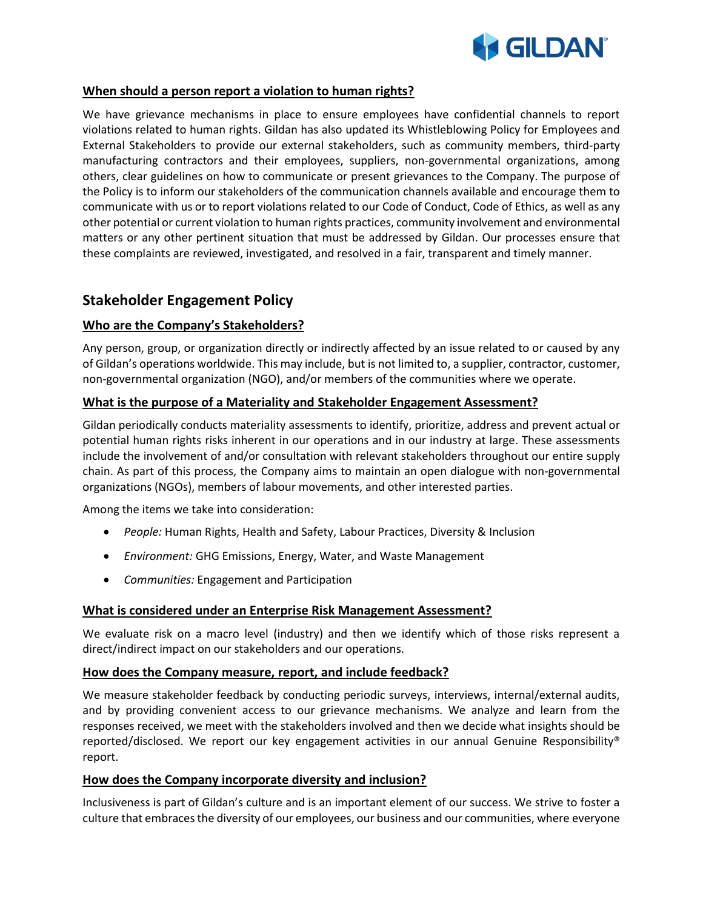**When should a person report a violation to human rights?**

We have grievance mechanisms in place to ensure employees have confidential channels to report violations related to human rights. Gildan has also updated its Whistleblowing Policy for Employees and External Stakeholders to provide our external stakeholders, such as community members, third-party manufacturing contractors and their employees, suppliers, non-governmental organizations, among others, clear guidelines on how to communicate or present grievances to the Company. The purpose of the Policy is to inform our stakeholders of the communication channels available and encourage them to communicate with us or to report violations related to our Code of Conduct, Code of Ethics, as well as any other potential or current violation to human rights practices, community involvement and environmental matters or any other pertinent situation that must be addressed by Gildan. Our processes ensure that these complaints are reviewed, investigated, and resolved in a fair, transparent and timely manner.

## Stakeholder Engagement Policy

**Who are the Company's Stakeholders?**

Any person, group, or organization directly or indirectly affected by an issue related to or caused by any of Gildan's operations worldwide. This may include, but is not limited to, a supplier, contractor, customer, non-governmental organization (NGO), and/or members of the communities where we operate.

**What is the purpose of a Materiality and Stakeholder Engagement Assessment?**

Gildan periodically conducts materiality assessments to identify, prioritize, address and prevent actual or potential human rights risks inherent in our operations and in our industry at large. These assessments include the involvement of and/or consultation with relevant stakeholders throughout our entire supply chain. As part of this process, the Company aims to maintain an open dialogue with non-governmental organizations (NGOs), members of labour movements, and other interested parties.

Among the items we take into consideration:

- *People:* Human Rights, Health and Safety, Labour Practices, Diversity & Inclusion
- *Environment:* GHG Emissions, Energy, Water, and Waste Management
- *Communities:* Engagement and Participation

**What is considered under an Enterprise Risk Management Assessment?**

We evaluate risk on a macro level (industry) and then we identify which of those risks represent a direct/indirect impact on our stakeholders and our operations.

**How does the Company measure, report, and include feedback?**

We measure stakeholder feedback by conducting periodic surveys, interviews, internal/external audits, and by providing convenient access to our grievance mechanisms. We analyze and learn from the responses received, we meet with the stakeholders involved and then we decide what insights should be reported/disclosed. We report our key engagement activities in our annual Genuine Responsibility® report.

**How does the Company incorporate diversity and inclusion?**

Inclusiveness is part of Gildan's culture and is an important element of our success. We strive to foster a culture that embraces the diversity of our employees, our business and our communities, where everyone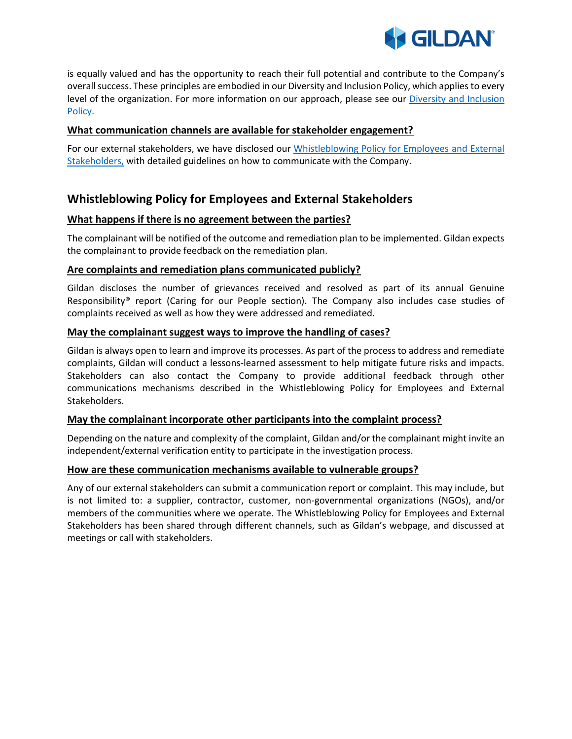is equally valued and has the opportunity to reach their full potential and contribute to the Company's overall success. These principles are embodied in our Diversity and Inclusion Policy, which applies to every level of the organization. For more information on our approach, please see our [Diversity and Inclusion Policy.]()

**What communication channels are available for stakeholder engagement?**

For our external stakeholders, we have disclosed our [Whistleblowing Policy for Employees and External Stakeholders,]() with detailed guidelines on how to communicate with the Company.

## Whistleblowing Policy for Employees and External Stakeholders

**What happens if there is no agreement between the parties?**

The complainant will be notified of the outcome and remediation plan to be implemented. Gildan expects the complainant to provide feedback on the remediation plan.

**Are complaints and remediation plans communicated publicly?**

Gildan discloses the number of grievances received and resolved as part of its annual Genuine Responsibility® report (Caring for our People section). The Company also includes case studies of complaints received as well as how they were addressed and remediated.

**May the complainant suggest ways to improve the handling of cases?**

Gildan is always open to learn and improve its processes. As part of the process to address and remediate complaints, Gildan will conduct a lessons-learned assessment to help mitigate future risks and impacts. Stakeholders can also contact the Company to provide additional feedback through other communications mechanisms described in the Whistleblowing Policy for Employees and External Stakeholders.

**May the complainant incorporate other participants into the complaint process?**

Depending on the nature and complexity of the complaint, Gildan and/or the complainant might invite an independent/external verification entity to participate in the investigation process.

**How are these communication mechanisms available to vulnerable groups?**

Any of our external stakeholders can submit a communication report or complaint. This may include, but is not limited to: a supplier, contractor, customer, non-governmental organizations (NGOs), and/or members of the communities where we operate. The Whistleblowing Policy for Employees and External Stakeholders has been shared through different channels, such as Gildan's webpage, and discussed at meetings or call with stakeholders.